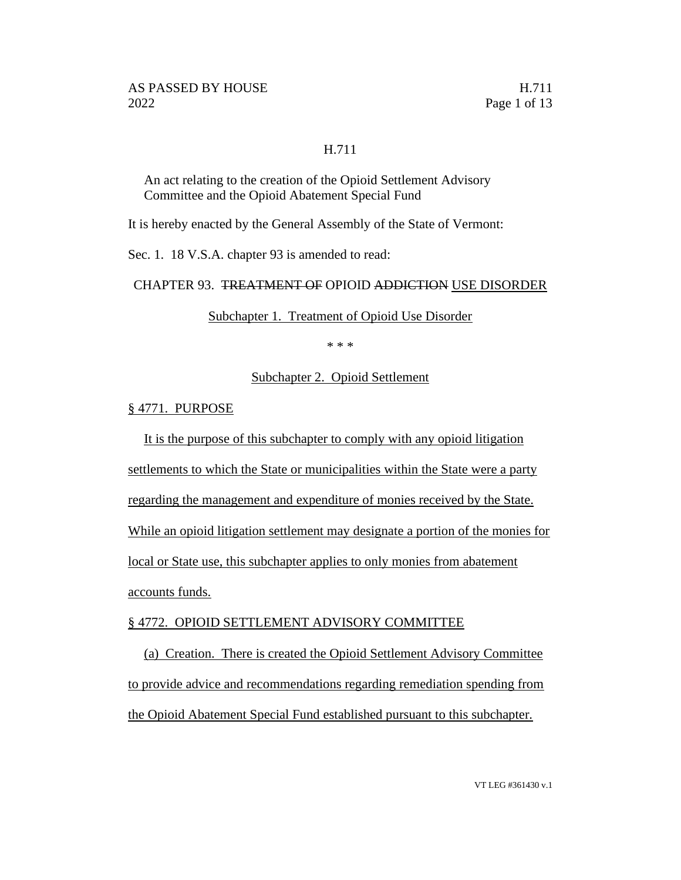H.711

An act relating to the creation of the Opioid Settlement Advisory Committee and the Opioid Abatement Special Fund

It is hereby enacted by the General Assembly of the State of Vermont:

Sec. 1. 18 V.S.A. chapter 93 is amended to read:

CHAPTER 93. ~~TREATMENT OF~~ OPIOID ~~ADDICTION~~ USE DISORDER

Subchapter 1. Treatment of Opioid Use Disorder

\* \* \*

Subchapter 2. Opioid Settlement

§ 4771. PURPOSE

It is the purpose of this subchapter to comply with any opioid litigation settlements to which the State or municipalities within the State were a party regarding the management and expenditure of monies received by the State. While an opioid litigation settlement may designate a portion of the monies for local or State use, this subchapter applies to only monies from abatement accounts funds.

§ 4772. OPIOID SETTLEMENT ADVISORY COMMITTEE

(a) Creation. There is created the Opioid Settlement Advisory Committee to provide advice and recommendations regarding remediation spending from the Opioid Abatement Special Fund established pursuant to this subchapter.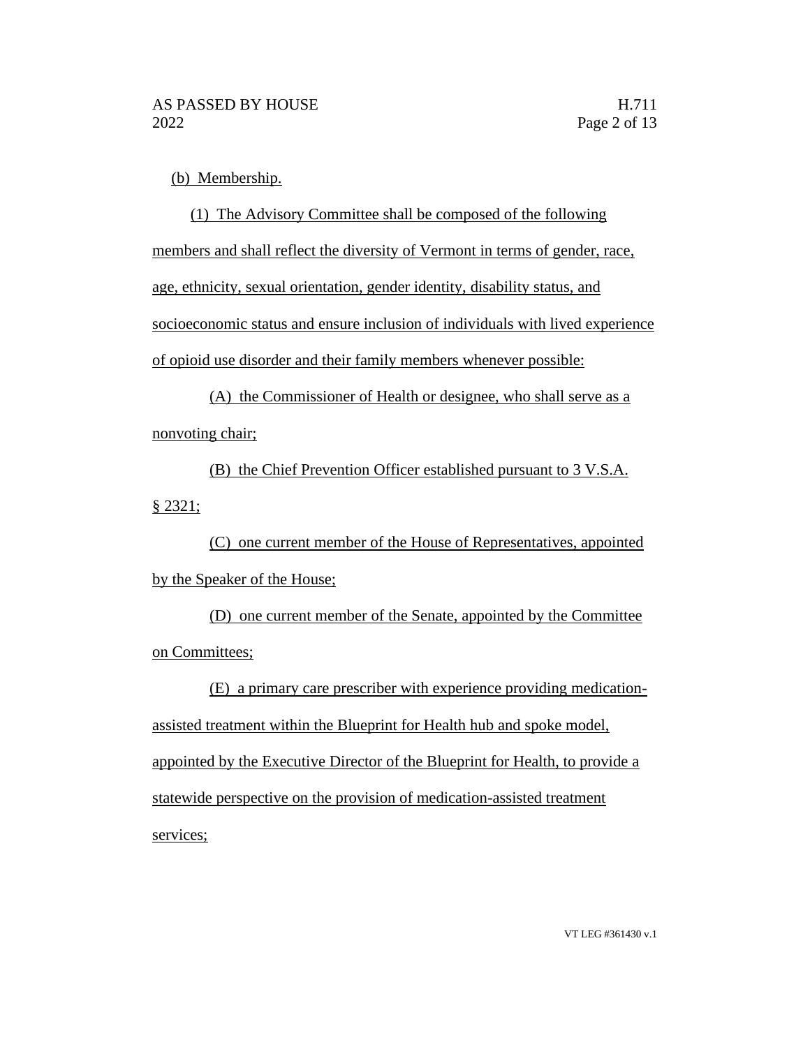(b) Membership.

(1) The Advisory Committee shall be composed of the following members and shall reflect the diversity of Vermont in terms of gender, race, age, ethnicity, sexual orientation, gender identity, disability status, and socioeconomic status and ensure inclusion of individuals with lived experience of opioid use disorder and their family members whenever possible:

(A) the Commissioner of Health or designee, who shall serve as a nonvoting chair;

(B) the Chief Prevention Officer established pursuant to 3 V.S.A. § 2321;

(C) one current member of the House of Representatives, appointed by the Speaker of the House;

(D) one current member of the Senate, appointed by the Committee on Committees;

(E) a primary care prescriber with experience providing medication-assisted treatment within the Blueprint for Health hub and spoke model, appointed by the Executive Director of the Blueprint for Health, to provide a statewide perspective on the provision of medication-assisted treatment services;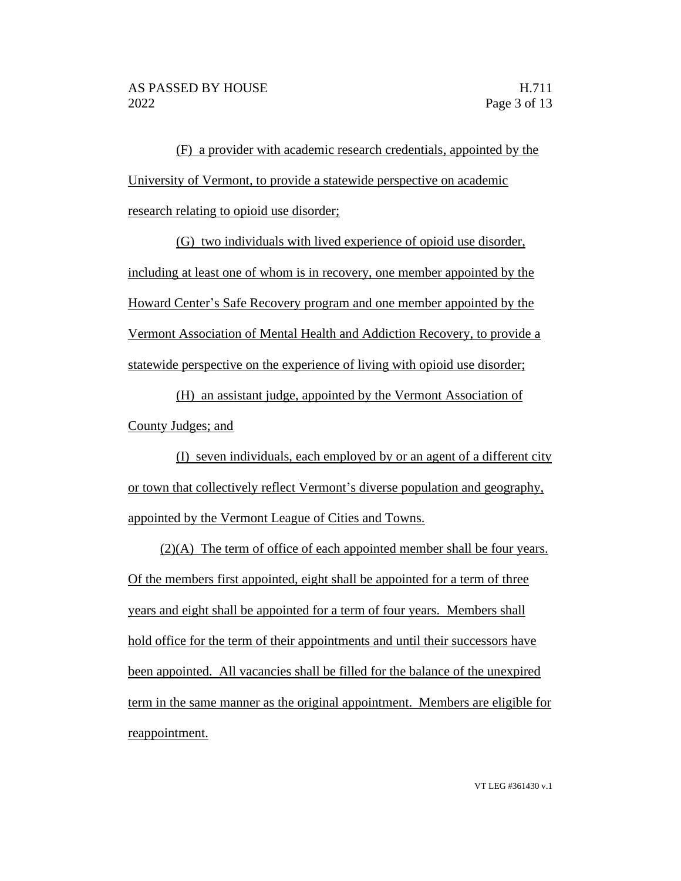(F) a provider with academic research credentials, appointed by the University of Vermont, to provide a statewide perspective on academic research relating to opioid use disorder;

(G) two individuals with lived experience of opioid use disorder, including at least one of whom is in recovery, one member appointed by the Howard Center's Safe Recovery program and one member appointed by the Vermont Association of Mental Health and Addiction Recovery, to provide a statewide perspective on the experience of living with opioid use disorder;

(H) an assistant judge, appointed by the Vermont Association of County Judges; and

(I) seven individuals, each employed by or an agent of a different city or town that collectively reflect Vermont's diverse population and geography, appointed by the Vermont League of Cities and Towns.

(2)(A) The term of office of each appointed member shall be four years. Of the members first appointed, eight shall be appointed for a term of three years and eight shall be appointed for a term of four years. Members shall hold office for the term of their appointments and until their successors have been appointed. All vacancies shall be filled for the balance of the unexpired term in the same manner as the original appointment. Members are eligible for reappointment.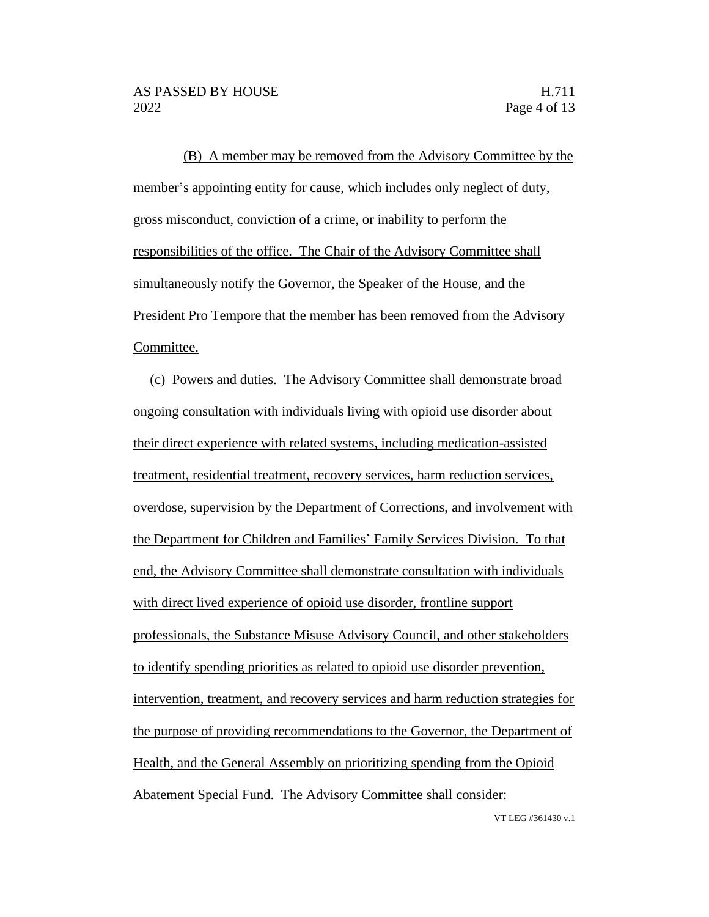(B) A member may be removed from the Advisory Committee by the member's appointing entity for cause, which includes only neglect of duty, gross misconduct, conviction of a crime, or inability to perform the responsibilities of the office. The Chair of the Advisory Committee shall simultaneously notify the Governor, the Speaker of the House, and the President Pro Tempore that the member has been removed from the Advisory Committee.

(c) Powers and duties. The Advisory Committee shall demonstrate broad ongoing consultation with individuals living with opioid use disorder about their direct experience with related systems, including medication-assisted treatment, residential treatment, recovery services, harm reduction services, overdose, supervision by the Department of Corrections, and involvement with the Department for Children and Families' Family Services Division. To that end, the Advisory Committee shall demonstrate consultation with individuals with direct lived experience of opioid use disorder, frontline support professionals, the Substance Misuse Advisory Council, and other stakeholders to identify spending priorities as related to opioid use disorder prevention, intervention, treatment, and recovery services and harm reduction strategies for the purpose of providing recommendations to the Governor, the Department of Health, and the General Assembly on prioritizing spending from the Opioid Abatement Special Fund. The Advisory Committee shall consider: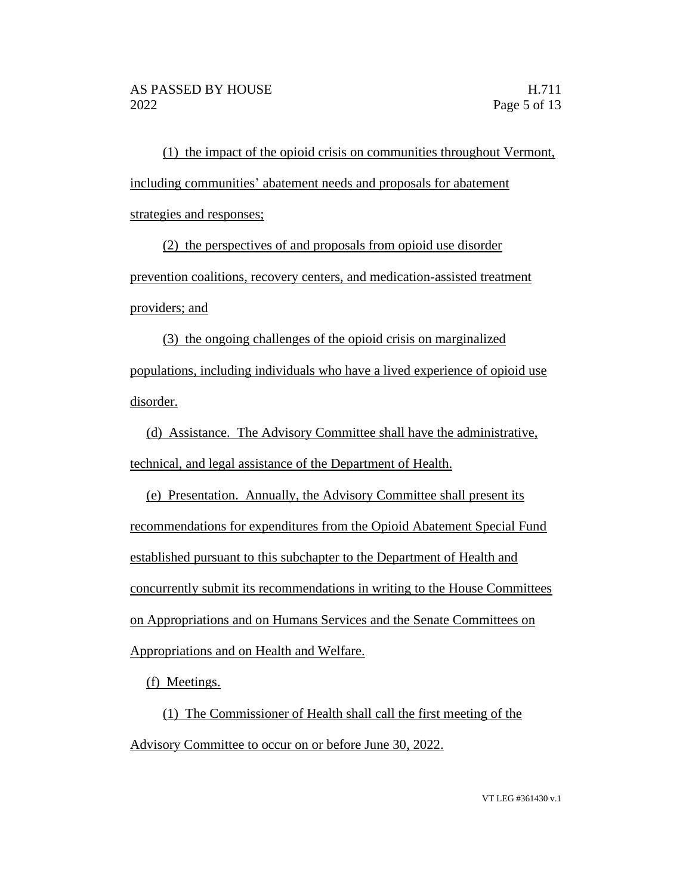(1) the impact of the opioid crisis on communities throughout Vermont, including communities' abatement needs and proposals for abatement strategies and responses;

(2) the perspectives of and proposals from opioid use disorder prevention coalitions, recovery centers, and medication-assisted treatment providers; and

(3) the ongoing challenges of the opioid crisis on marginalized populations, including individuals who have a lived experience of opioid use disorder.

(d) Assistance. The Advisory Committee shall have the administrative, technical, and legal assistance of the Department of Health.

(e) Presentation. Annually, the Advisory Committee shall present its recommendations for expenditures from the Opioid Abatement Special Fund established pursuant to this subchapter to the Department of Health and concurrently submit its recommendations in writing to the House Committees on Appropriations and on Humans Services and the Senate Committees on Appropriations and on Health and Welfare.

(f) Meetings.

(1) The Commissioner of Health shall call the first meeting of the Advisory Committee to occur on or before June 30, 2022.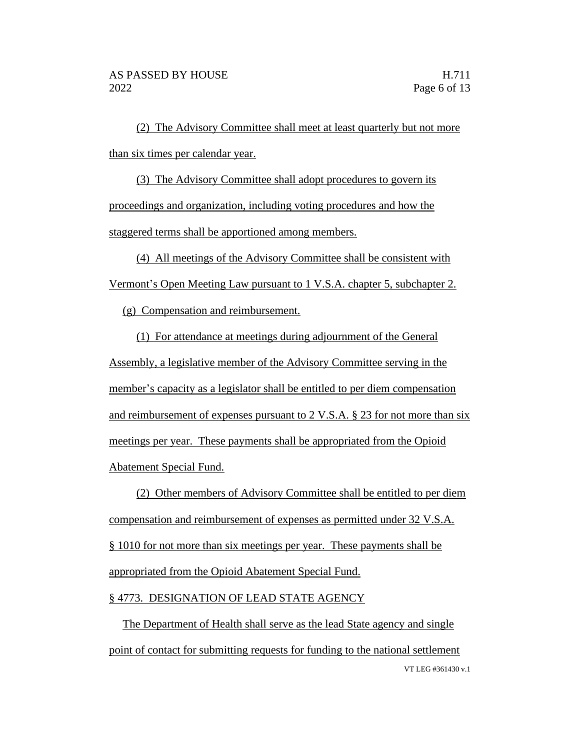(2) The Advisory Committee shall meet at least quarterly but not more than six times per calendar year.

(3) The Advisory Committee shall adopt procedures to govern its proceedings and organization, including voting procedures and how the staggered terms shall be apportioned among members.

(4) All meetings of the Advisory Committee shall be consistent with Vermont's Open Meeting Law pursuant to 1 V.S.A. chapter 5, subchapter 2.

(g) Compensation and reimbursement.

(1) For attendance at meetings during adjournment of the General Assembly, a legislative member of the Advisory Committee serving in the member's capacity as a legislator shall be entitled to per diem compensation and reimbursement of expenses pursuant to 2 V.S.A. § 23 for not more than six meetings per year. These payments shall be appropriated from the Opioid Abatement Special Fund.

(2) Other members of Advisory Committee shall be entitled to per diem compensation and reimbursement of expenses as permitted under 32 V.S.A. § 1010 for not more than six meetings per year. These payments shall be appropriated from the Opioid Abatement Special Fund.

§ 4773. DESIGNATION OF LEAD STATE AGENCY

The Department of Health shall serve as the lead State agency and single point of contact for submitting requests for funding to the national settlement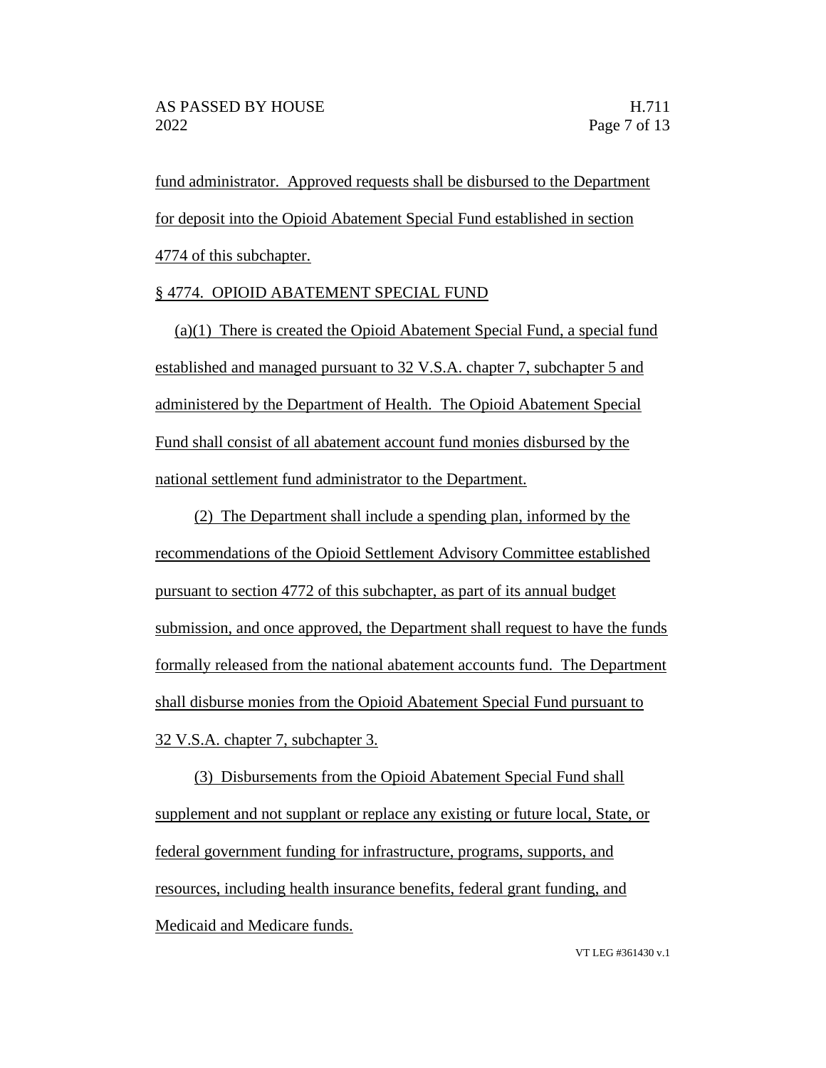fund administrator. Approved requests shall be disbursed to the Department for deposit into the Opioid Abatement Special Fund established in section 4774 of this subchapter.

§ 4774. OPIOID ABATEMENT SPECIAL FUND

(a)(1) There is created the Opioid Abatement Special Fund, a special fund established and managed pursuant to 32 V.S.A. chapter 7, subchapter 5 and administered by the Department of Health. The Opioid Abatement Special Fund shall consist of all abatement account fund monies disbursed by the national settlement fund administrator to the Department.

(2) The Department shall include a spending plan, informed by the recommendations of the Opioid Settlement Advisory Committee established pursuant to section 4772 of this subchapter, as part of its annual budget submission, and once approved, the Department shall request to have the funds formally released from the national abatement accounts fund. The Department shall disburse monies from the Opioid Abatement Special Fund pursuant to 32 V.S.A. chapter 7, subchapter 3.

(3) Disbursements from the Opioid Abatement Special Fund shall supplement and not supplant or replace any existing or future local, State, or federal government funding for infrastructure, programs, supports, and resources, including health insurance benefits, federal grant funding, and Medicaid and Medicare funds.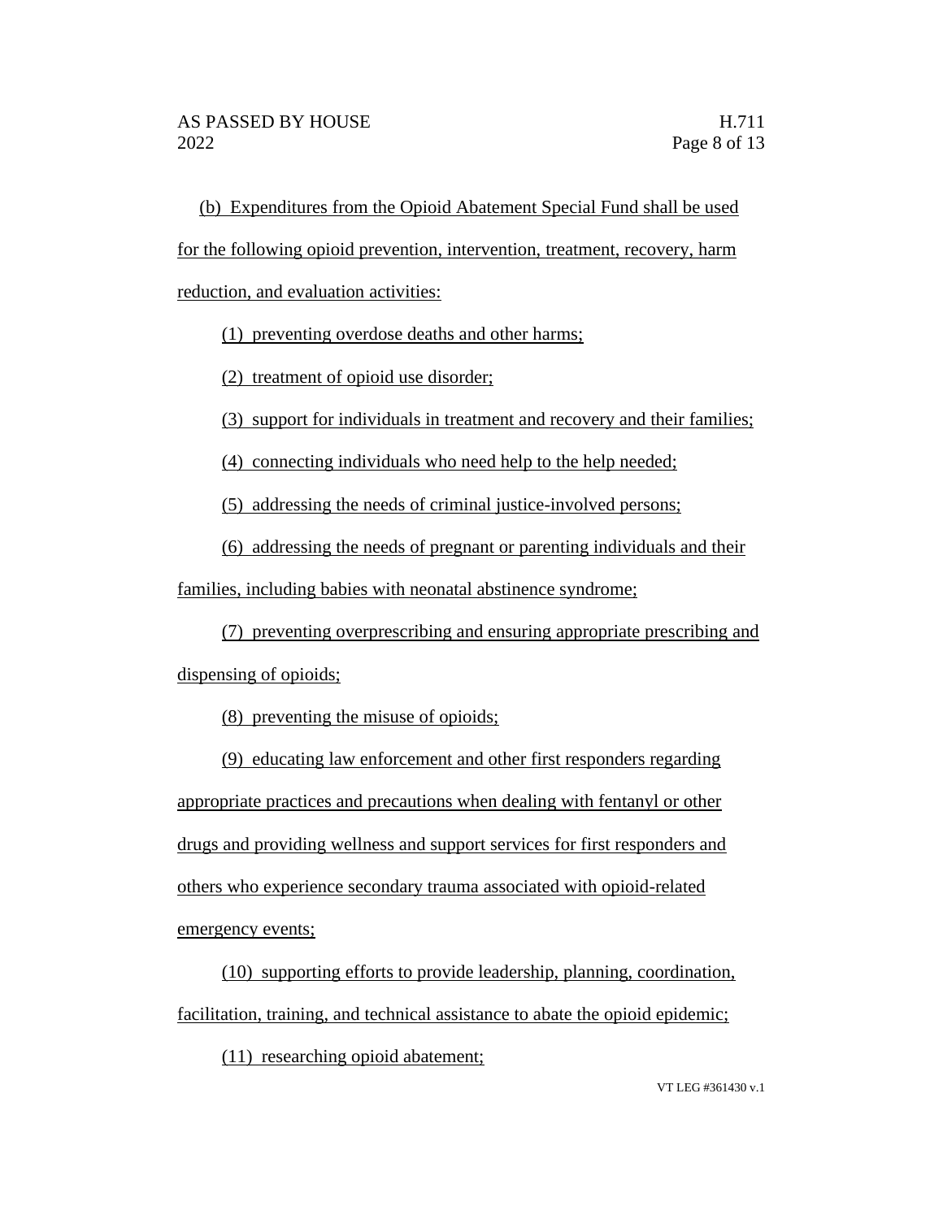(b) Expenditures from the Opioid Abatement Special Fund shall be used for the following opioid prevention, intervention, treatment, recovery, harm reduction, and evaluation activities:

(1) preventing overdose deaths and other harms;

(2) treatment of opioid use disorder;

(3) support for individuals in treatment and recovery and their families;

(4) connecting individuals who need help to the help needed;

(5) addressing the needs of criminal justice-involved persons;

(6) addressing the needs of pregnant or parenting individuals and their families, including babies with neonatal abstinence syndrome;

(7) preventing overprescribing and ensuring appropriate prescribing and dispensing of opioids;

(8) preventing the misuse of opioids;

(9) educating law enforcement and other first responders regarding appropriate practices and precautions when dealing with fentanyl or other drugs and providing wellness and support services for first responders and others who experience secondary trauma associated with opioid-related emergency events;

(10) supporting efforts to provide leadership, planning, coordination, facilitation, training, and technical assistance to abate the opioid epidemic;

(11) researching opioid abatement;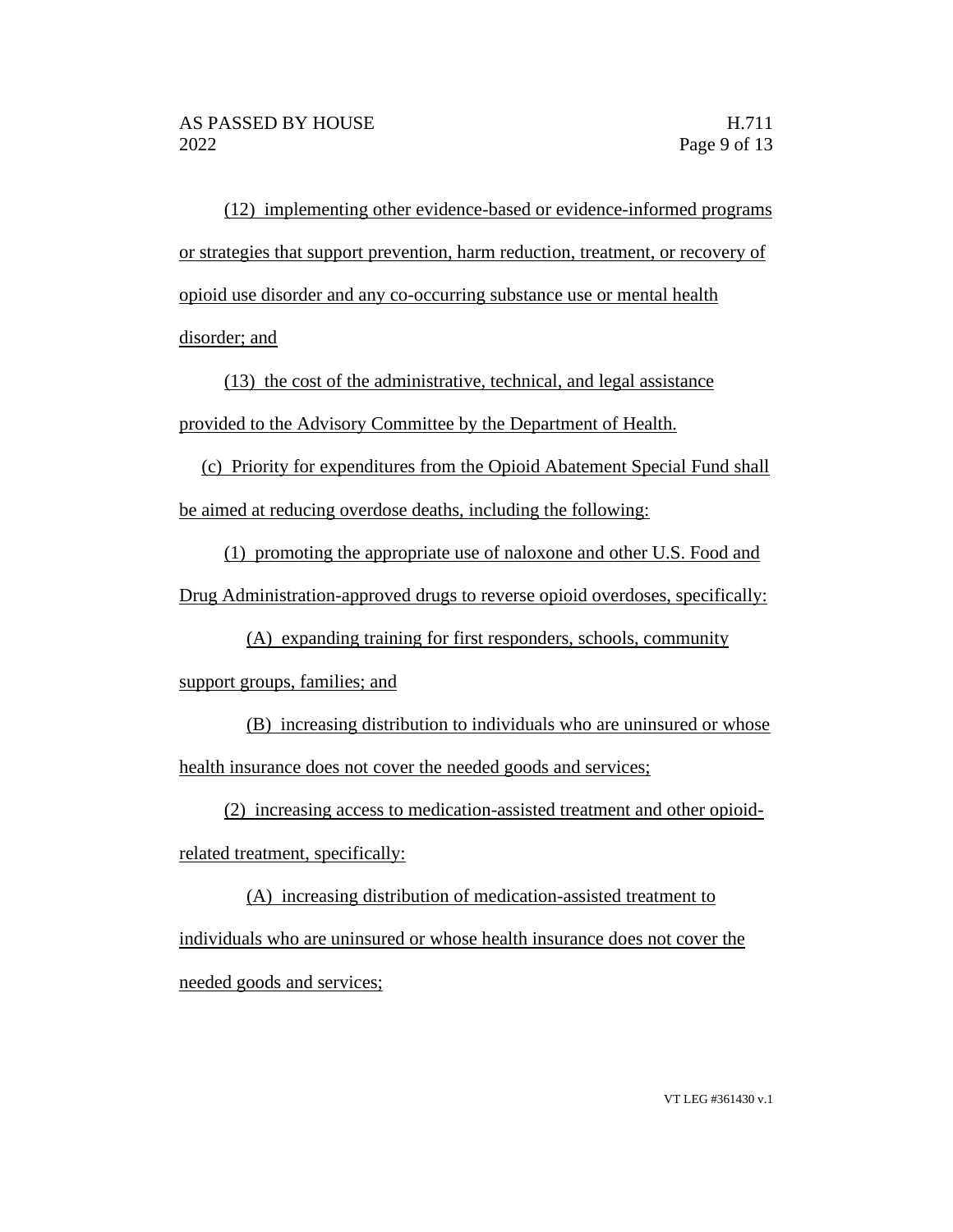(12) implementing other evidence-based or evidence-informed programs or strategies that support prevention, harm reduction, treatment, or recovery of opioid use disorder and any co-occurring substance use or mental health disorder; and

(13) the cost of the administrative, technical, and legal assistance provided to the Advisory Committee by the Department of Health.

(c) Priority for expenditures from the Opioid Abatement Special Fund shall be aimed at reducing overdose deaths, including the following:

(1) promoting the appropriate use of naloxone and other U.S. Food and Drug Administration-approved drugs to reverse opioid overdoses, specifically:

(A) expanding training for first responders, schools, community support groups, families; and

(B) increasing distribution to individuals who are uninsured or whose health insurance does not cover the needed goods and services;

(2) increasing access to medication-assisted treatment and other opioid-related treatment, specifically:

(A) increasing distribution of medication-assisted treatment to individuals who are uninsured or whose health insurance does not cover the needed goods and services;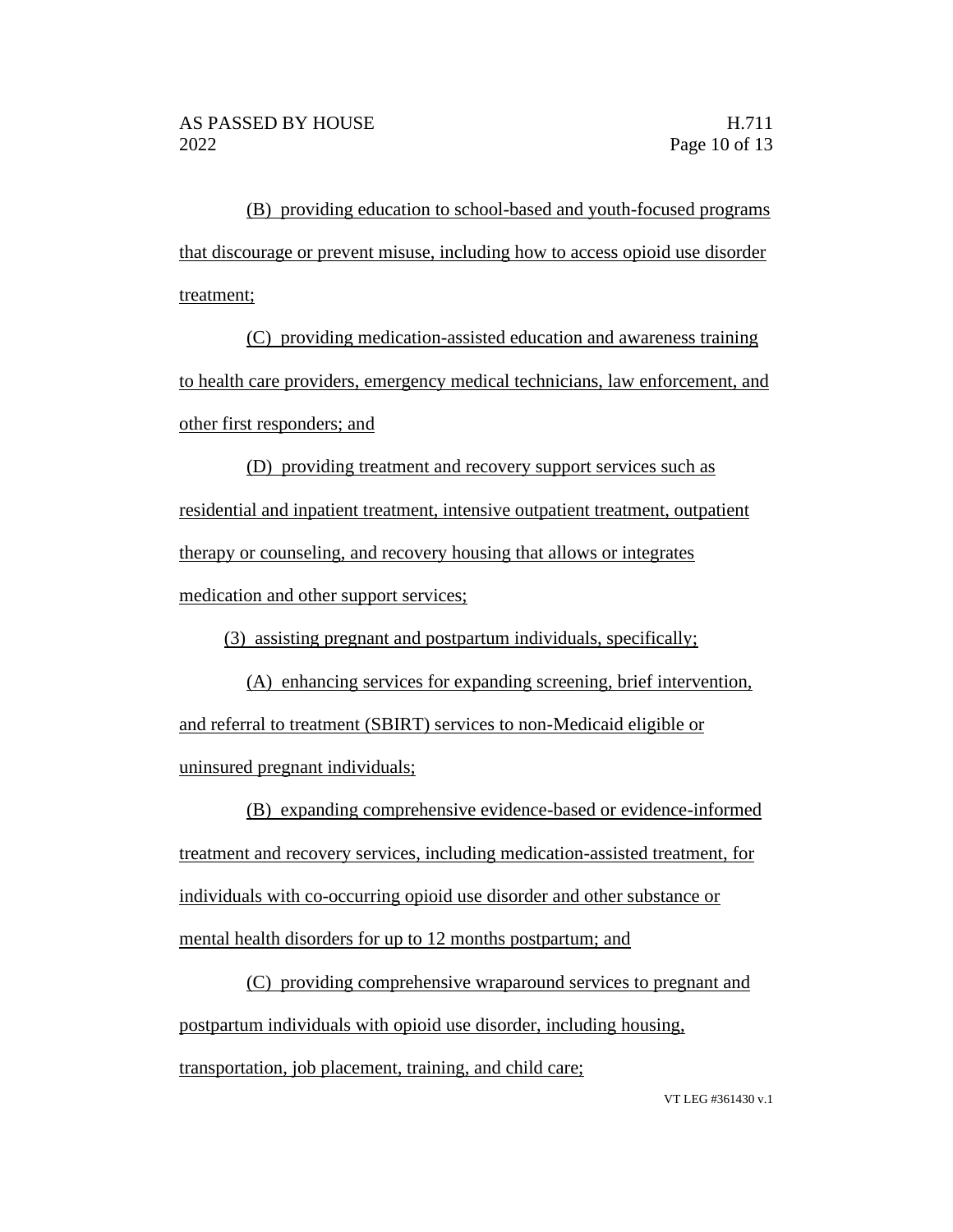(B) providing education to school-based and youth-focused programs that discourage or prevent misuse, including how to access opioid use disorder treatment;

(C) providing medication-assisted education and awareness training to health care providers, emergency medical technicians, law enforcement, and other first responders; and

(D) providing treatment and recovery support services such as residential and inpatient treatment, intensive outpatient treatment, outpatient therapy or counseling, and recovery housing that allows or integrates medication and other support services;

(3) assisting pregnant and postpartum individuals, specifically;

(A) enhancing services for expanding screening, brief intervention, and referral to treatment (SBIRT) services to non-Medicaid eligible or uninsured pregnant individuals;

(B) expanding comprehensive evidence-based or evidence-informed treatment and recovery services, including medication-assisted treatment, for individuals with co-occurring opioid use disorder and other substance or mental health disorders for up to 12 months postpartum; and

(C) providing comprehensive wraparound services to pregnant and postpartum individuals with opioid use disorder, including housing, transportation, job placement, training, and child care;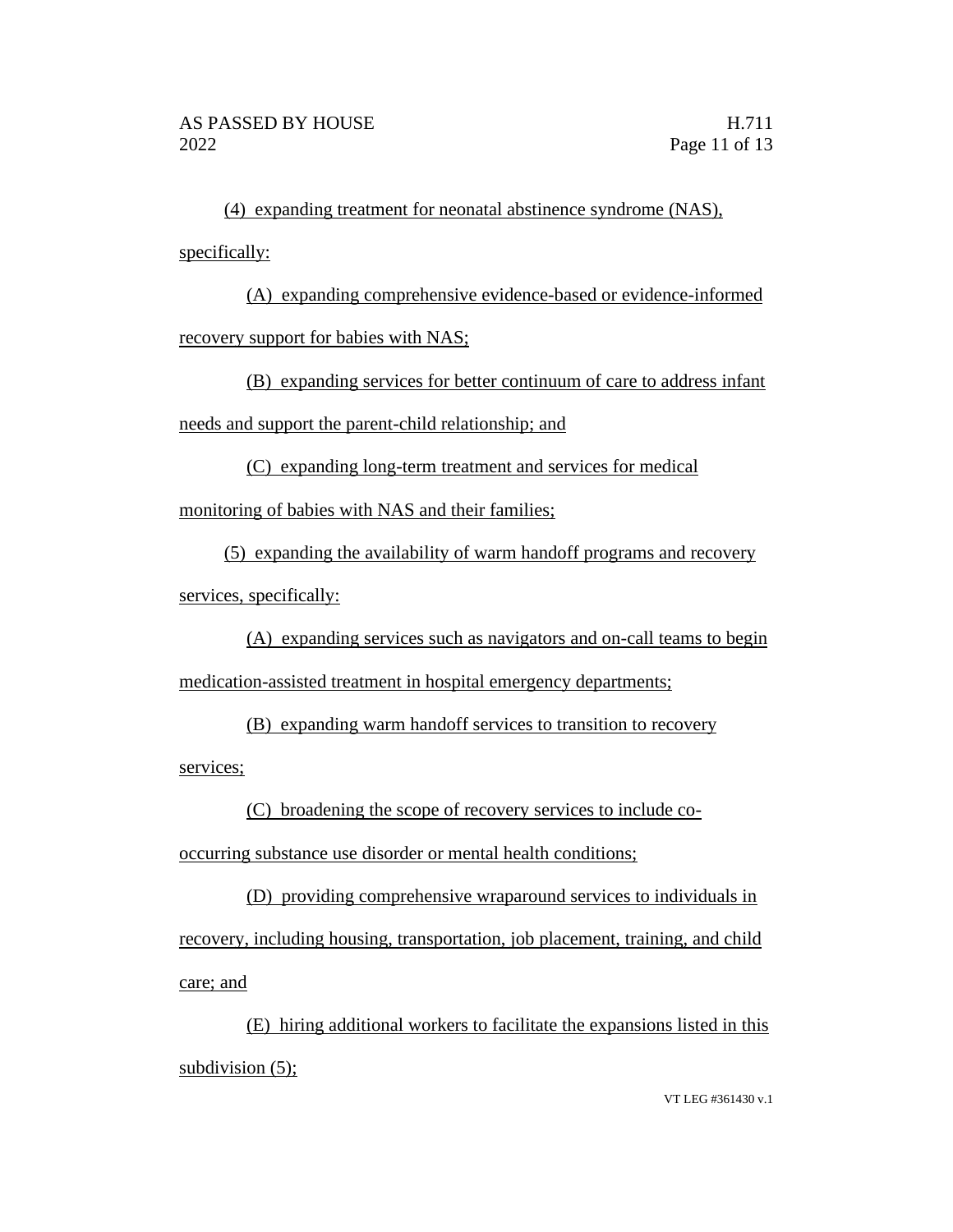(4) expanding treatment for neonatal abstinence syndrome (NAS), specifically:

(A) expanding comprehensive evidence-based or evidence-informed recovery support for babies with NAS;

(B) expanding services for better continuum of care to address infant needs and support the parent-child relationship; and

(C) expanding long-term treatment and services for medical monitoring of babies with NAS and their families;

(5) expanding the availability of warm handoff programs and recovery services, specifically:

(A) expanding services such as navigators and on-call teams to begin medication-assisted treatment in hospital emergency departments;

(B) expanding warm handoff services to transition to recovery services;

(C) broadening the scope of recovery services to include co-occurring substance use disorder or mental health conditions;

(D) providing comprehensive wraparound services to individuals in recovery, including housing, transportation, job placement, training, and child care; and

(E) hiring additional workers to facilitate the expansions listed in this subdivision (5);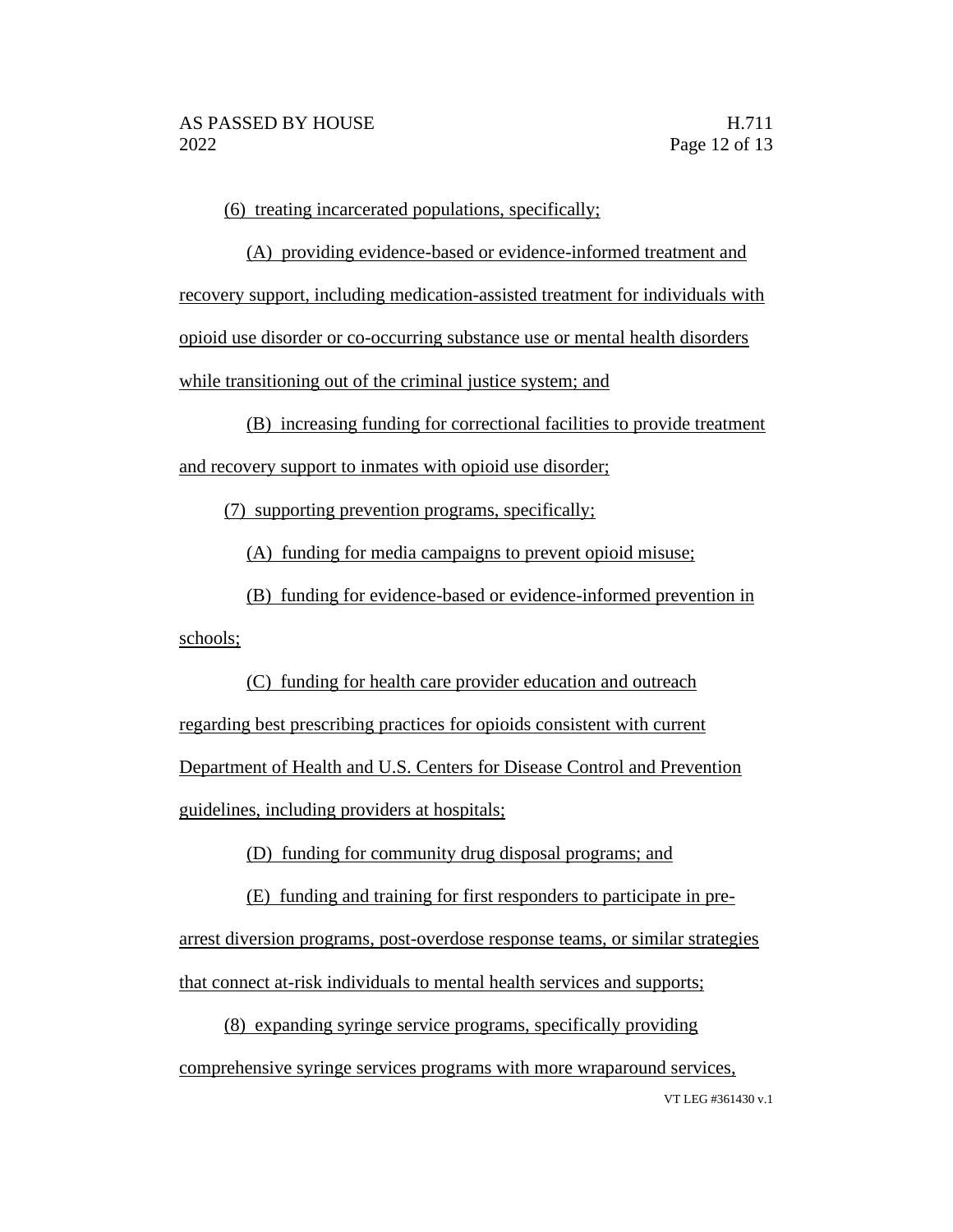(6) treating incarcerated populations, specifically;

(A) providing evidence-based or evidence-informed treatment and recovery support, including medication-assisted treatment for individuals with opioid use disorder or co-occurring substance use or mental health disorders while transitioning out of the criminal justice system; and

(B) increasing funding for correctional facilities to provide treatment and recovery support to inmates with opioid use disorder;

(7) supporting prevention programs, specifically;

(A) funding for media campaigns to prevent opioid misuse;

(B) funding for evidence-based or evidence-informed prevention in schools;

(C) funding for health care provider education and outreach regarding best prescribing practices for opioids consistent with current Department of Health and U.S. Centers for Disease Control and Prevention guidelines, including providers at hospitals;

(D) funding for community drug disposal programs; and

(E) funding and training for first responders to participate in pre-arrest diversion programs, post-overdose response teams, or similar strategies that connect at-risk individuals to mental health services and supports;

(8) expanding syringe service programs, specifically providing comprehensive syringe services programs with more wraparound services,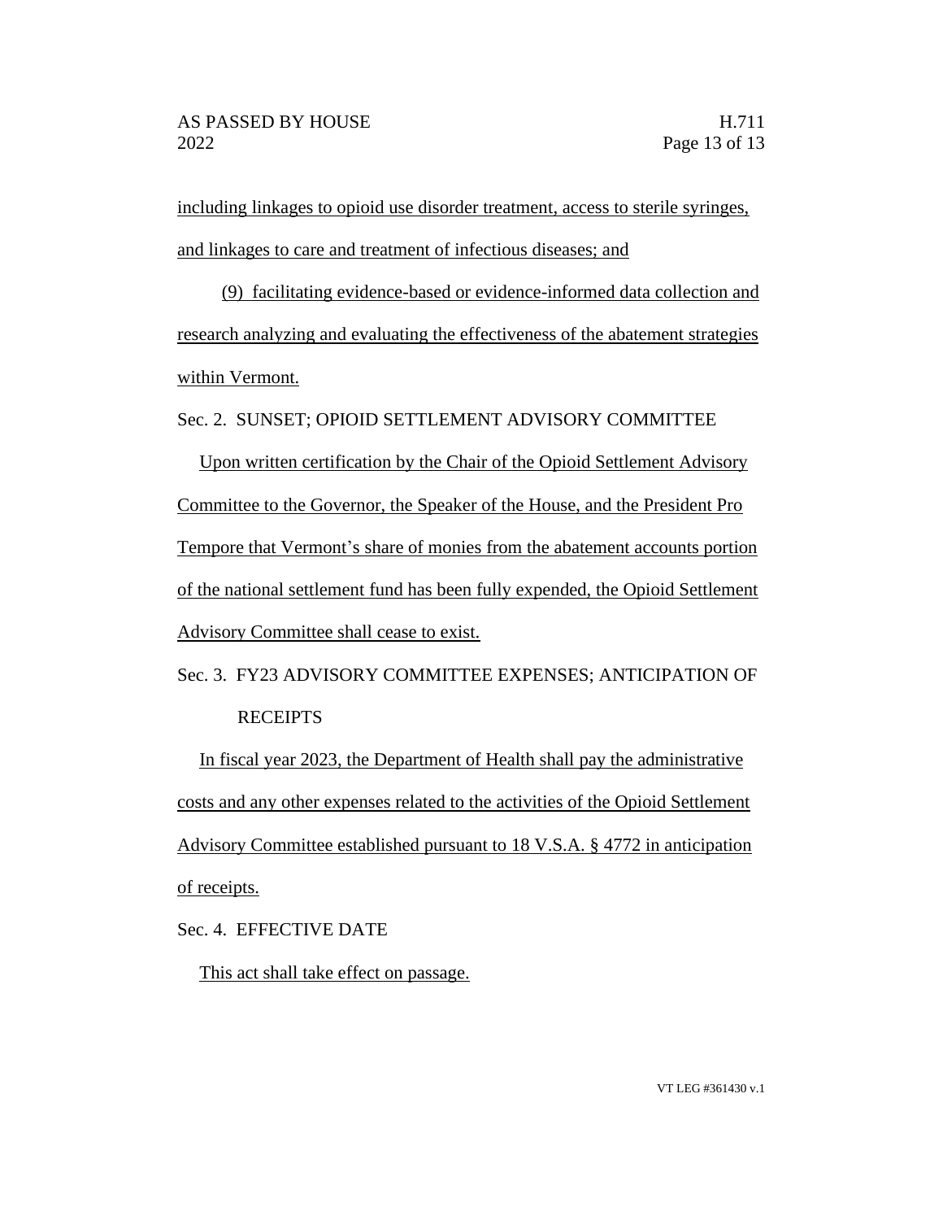including linkages to opioid use disorder treatment, access to sterile syringes, and linkages to care and treatment of infectious diseases; and

(9) facilitating evidence-based or evidence-informed data collection and research analyzing and evaluating the effectiveness of the abatement strategies within Vermont.

Sec. 2. SUNSET; OPIOID SETTLEMENT ADVISORY COMMITTEE

Upon written certification by the Chair of the Opioid Settlement Advisory Committee to the Governor, the Speaker of the House, and the President Pro Tempore that Vermont's share of monies from the abatement accounts portion of the national settlement fund has been fully expended, the Opioid Settlement Advisory Committee shall cease to exist.

Sec. 3. FY23 ADVISORY COMMITTEE EXPENSES; ANTICIPATION OF RECEIPTS

In fiscal year 2023, the Department of Health shall pay the administrative costs and any other expenses related to the activities of the Opioid Settlement Advisory Committee established pursuant to 18 V.S.A. § 4772 in anticipation of receipts.

Sec. 4. EFFECTIVE DATE

This act shall take effect on passage.